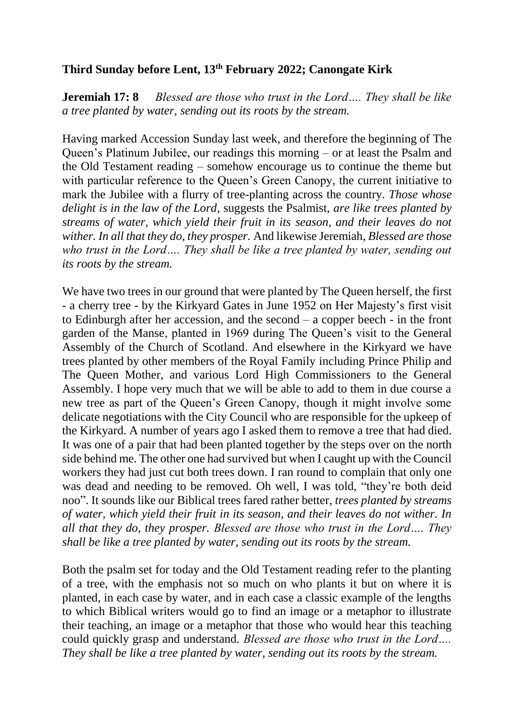**Third Sunday before Lent, 13th February 2022; Canongate Kirk**

**Jeremiah 17: 8** *Blessed are those who trust in the Lord…. They shall be like a tree planted by water, sending out its roots by the stream.*

Having marked Accession Sunday last week, and therefore the beginning of The Queen's Platinum Jubilee, our readings this morning – or at least the Psalm and the Old Testament reading – somehow encourage us to continue the theme but with particular reference to the Queen's Green Canopy, the current initiative to mark the Jubilee with a flurry of tree-planting across the country. *Those whose delight is in the law of the Lord*, suggests the Psalmist, *are like trees planted by streams of water, which yield their fruit in its season, and their leaves do not wither. In all that they do, they prosper.* And likewise Jeremiah, *Blessed are those who trust in the Lord…. They shall be like a tree planted by water, sending out its roots by the stream.*

We have two trees in our ground that were planted by The Queen herself, the first - a cherry tree - by the Kirkyard Gates in June 1952 on Her Majesty's first visit to Edinburgh after her accession, and the second – a copper beech - in the front garden of the Manse, planted in 1969 during The Queen's visit to the General Assembly of the Church of Scotland. And elsewhere in the Kirkyard we have trees planted by other members of the Royal Family including Prince Philip and The Queen Mother, and various Lord High Commissioners to the General Assembly. I hope very much that we will be able to add to them in due course a new tree as part of the Queen's Green Canopy, though it might involve some delicate negotiations with the City Council who are responsible for the upkeep of the Kirkyard. A number of years ago I asked them to remove a tree that had died. It was one of a pair that had been planted together by the steps over on the north side behind me. The other one had survived but when I caught up with the Council workers they had just cut both trees down. I ran round to complain that only one was dead and needing to be removed. Oh well, I was told, "they're both deid noo". It sounds like our Biblical trees fared rather better, *trees planted by streams of water, which yield their fruit in its season, and their leaves do not wither. In all that they do, they prosper. Blessed are those who trust in the Lord…. They shall be like a tree planted by water, sending out its roots by the stream.*

Both the psalm set for today and the Old Testament reading refer to the planting of a tree, with the emphasis not so much on who plants it but on where it is planted, in each case by water, and in each case a classic example of the lengths to which Biblical writers would go to find an image or a metaphor to illustrate their teaching, an image or a metaphor that those who would hear this teaching could quickly grasp and understand. *Blessed are those who trust in the Lord…. They shall be like a tree planted by water, sending out its roots by the stream.*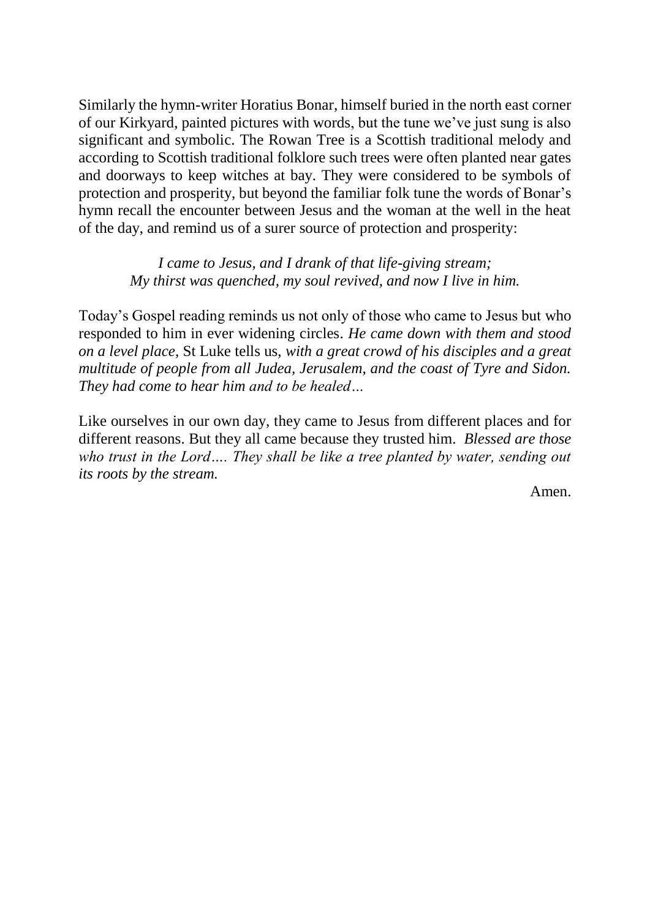Similarly the hymn-writer Horatius Bonar, himself buried in the north east corner of our Kirkyard, painted pictures with words, but the tune we've just sung is also significant and symbolic. The Rowan Tree is a Scottish traditional melody and according to Scottish traditional folklore such trees were often planted near gates and doorways to keep witches at bay. They were considered to be symbols of protection and prosperity, but beyond the familiar folk tune the words of Bonar's hymn recall the encounter between Jesus and the woman at the well in the heat of the day, and remind us of a surer source of protection and prosperity:

*I came to Jesus, and I drank of that life-giving stream;*
*My thirst was quenched, my soul revived, and now I live in him.*

Today's Gospel reading reminds us not only of those who came to Jesus but who responded to him in ever widening circles. *He came down with them and stood on a level place*, St Luke tells us, *with a great crowd of his disciples and a great multitude of people from all Judea, Jerusalem, and the coast of Tyre and Sidon. They had come to hear him and to be healed…*

Like ourselves in our own day, they came to Jesus from different places and for different reasons. But they all came because they trusted him. *Blessed are those who trust in the Lord…. They shall be like a tree planted by water, sending out its roots by the stream.*

Amen.